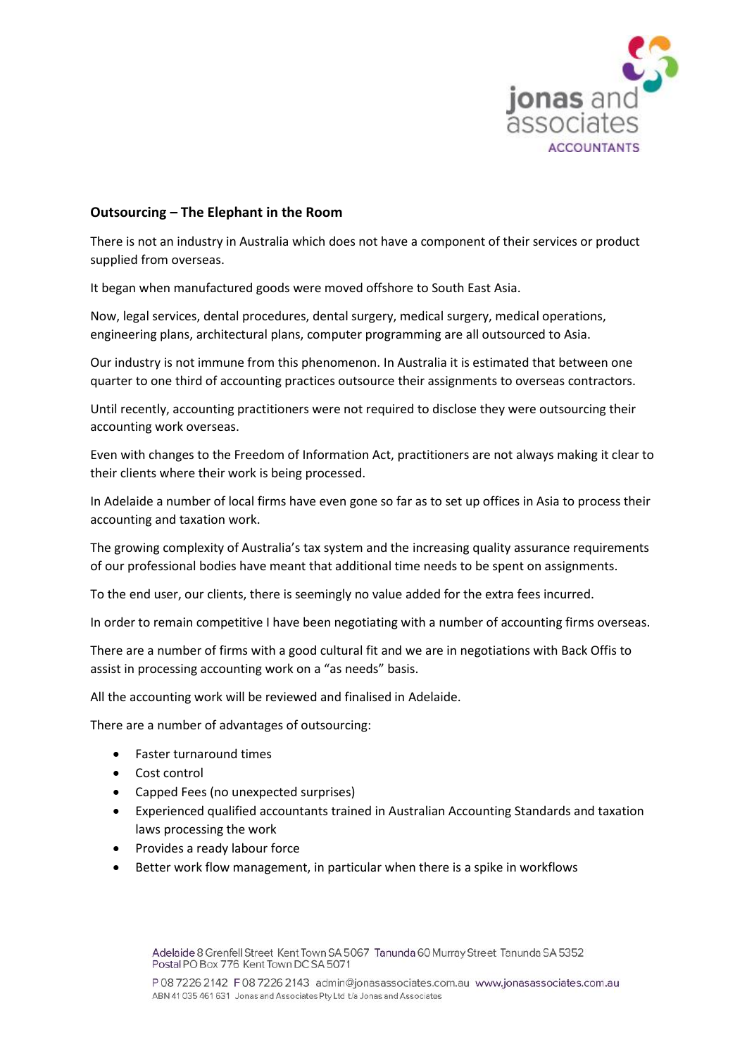## Outsourcing – The Elephant in the Room

There is not an industry in Australia which does not have a component of their services or product supplied from overseas.

It began when manufactured goods were moved offshore to South East Asia.

Now, legal services, dental procedures, dental surgery, medical surgery, medical operations, engineering plans, architectural plans, computer programming are all outsourced to Asia.

Our industry is not immune from this phenomenon. In Australia it is estimated that between one quarter to one third of accounting practices outsource their assignments to overseas contractors.

Until recently, accounting practitioners were not required to disclose they were outsourcing their accounting work overseas.

Even with changes to the Freedom of Information Act, practitioners are not always making it clear to their clients where their work is being processed.

In Adelaide a number of local firms have even gone so far as to set up offices in Asia to process their accounting and taxation work.

The growing complexity of Australia's tax system and the increasing quality assurance requirements of our professional bodies have meant that additional time needs to be spent on assignments.

To the end user, our clients, there is seemingly no value added for the extra fees incurred.

In order to remain competitive I have been negotiating with a number of accounting firms overseas.

There are a number of firms with a good cultural fit and we are in negotiations with Back Offis to assist in processing accounting work on a "as needs" basis.

All the accounting work will be reviewed and finalised in Adelaide.

There are a number of advantages of outsourcing:

- Faster turnaround times
- Cost control
- Capped Fees (no unexpected surprises)
- Experienced qualified accountants trained in Australian Accounting Standards and taxation laws processing the work
- Provides a ready labour force
- Better work flow management, in particular when there is a spike in workflows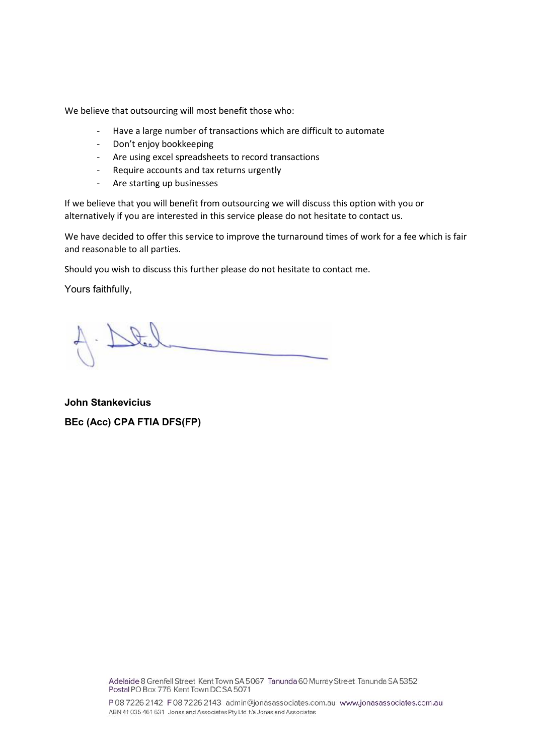We believe that outsourcing will most benefit those who:

- Have a large number of transactions which are difficult to automate
- Don't enjoy bookkeeping
- Are using excel spreadsheets to record transactions
- Require accounts and tax returns urgently
- Are starting up businesses

If we believe that you will benefit from outsourcing we will discuss this option with you or alternatively if you are interested in this service please do not hesitate to contact us.

We have decided to offer this service to improve the turnaround times of work for a fee which is fair and reasonable to all parties.

Should you wish to discuss this further please do not hesitate to contact me.

Yours faithfully,

**John Stankevicius**

**BEc (Acc) CPA FTIA DFS(FP)**

Adelaide 8 Grenfell Street Kent Town SA 5067 Tanunda 60 Murray Street Tanunda SA 5352
Postal PO Box 776 Kent Town DC SA 5071

P 08 7226 2142 F 08 7226 2143 admin@jonasassociates.com.au www.jonasassociates.com.au
ABN 41 035 461 631 Jonas and Associates Pty Ltd t/a Jonas and Associates